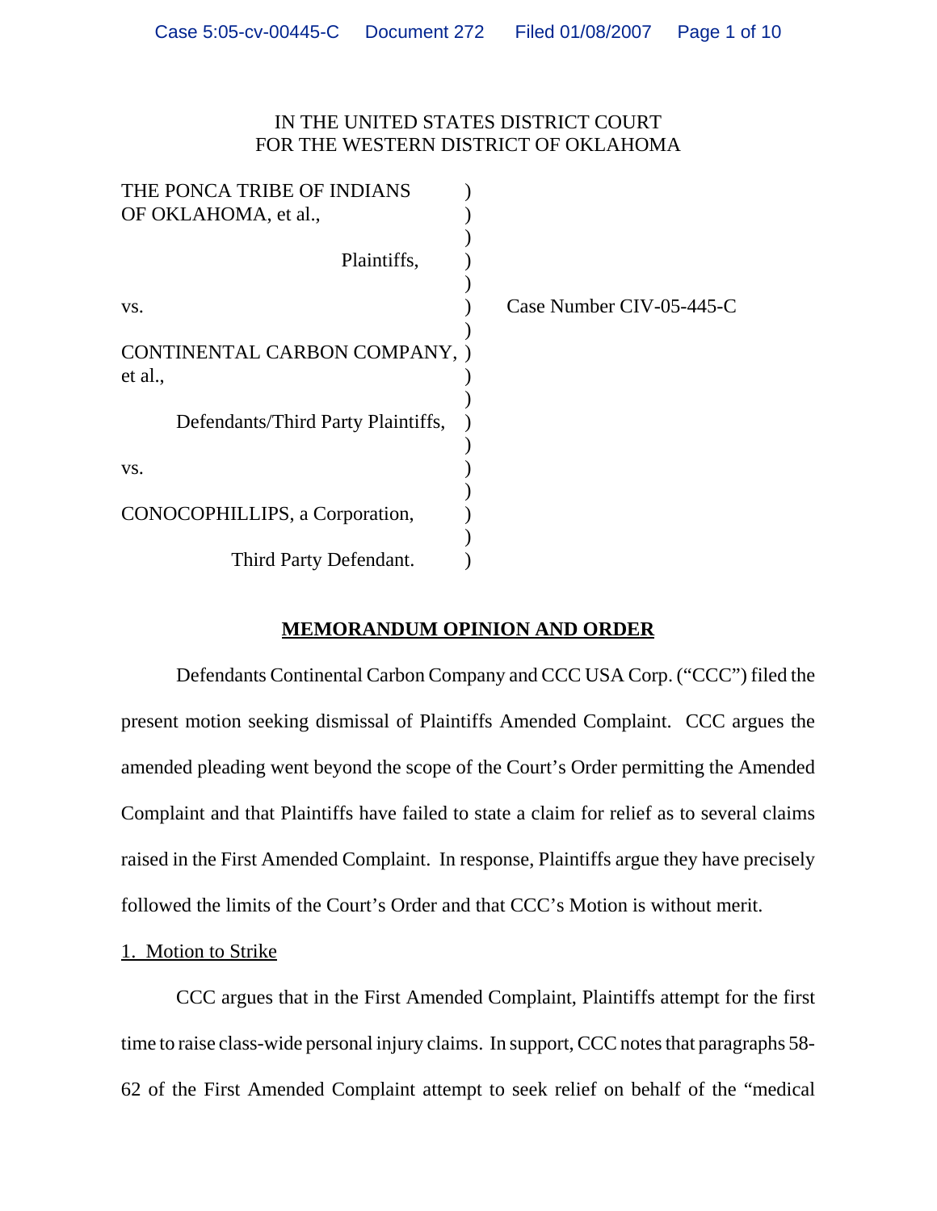IN THE UNITED STATES DISTRICT COURT
FOR THE WESTERN DISTRICT OF OKLAHOMA

THE PONCA TRIBE OF INDIANS OF OKLAHOMA, et al.,

Plaintiffs,

vs.

CONTINENTAL CARBON COMPANY, et al.,

Defendants/Third Party Plaintiffs,

vs.

CONOCOPHILLIPS, a Corporation,

Third Party Defendant.

Case Number CIV-05-445-C

## MEMORANDUM OPINION AND ORDER

Defendants Continental Carbon Company and CCC USA Corp. ("CCC") filed the present motion seeking dismissal of Plaintiffs Amended Complaint. CCC argues the amended pleading went beyond the scope of the Court's Order permitting the Amended Complaint and that Plaintiffs have failed to state a claim for relief as to several claims raised in the First Amended Complaint. In response, Plaintiffs argue they have precisely followed the limits of the Court's Order and that CCC's Motion is without merit.

1. Motion to Strike

CCC argues that in the First Amended Complaint, Plaintiffs attempt for the first time to raise class-wide personal injury claims. In support, CCC notes that paragraphs 58-62 of the First Amended Complaint attempt to seek relief on behalf of the "medical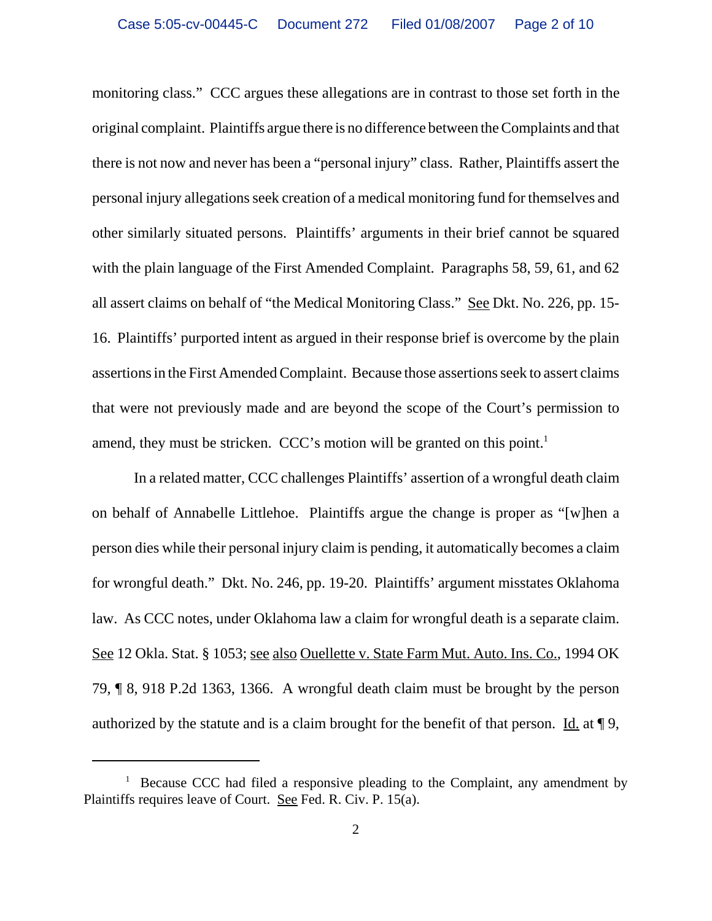monitoring class." CCC argues these allegations are in contrast to those set forth in the original complaint. Plaintiffs argue there is no difference between the Complaints and that there is not now and never has been a "personal injury" class. Rather, Plaintiffs assert the personal injury allegations seek creation of a medical monitoring fund for themselves and other similarly situated persons. Plaintiffs' arguments in their brief cannot be squared with the plain language of the First Amended Complaint. Paragraphs 58, 59, 61, and 62 all assert claims on behalf of "the Medical Monitoring Class." See Dkt. No. 226, pp. 15-16. Plaintiffs' purported intent as argued in their response brief is overcome by the plain assertions in the First Amended Complaint. Because those assertions seek to assert claims that were not previously made and are beyond the scope of the Court's permission to amend, they must be stricken. CCC's motion will be granted on this point.[1]

In a related matter, CCC challenges Plaintiffs' assertion of a wrongful death claim on behalf of Annabelle Littlehoe. Plaintiffs argue the change is proper as "[w]hen a person dies while their personal injury claim is pending, it automatically becomes a claim for wrongful death." Dkt. No. 246, pp. 19-20. Plaintiffs' argument misstates Oklahoma law. As CCC notes, under Oklahoma law a claim for wrongful death is a separate claim. See 12 Okla. Stat. § 1053; see also Ouellette v. State Farm Mut. Auto. Ins. Co., 1994 OK 79, ¶ 8, 918 P.2d 1363, 1366. A wrongful death claim must be brought by the person authorized by the statute and is a claim brought for the benefit of that person. Id. at ¶ 9,

---

[1] Because CCC had filed a responsive pleading to the Complaint, any amendment by Plaintiffs requires leave of Court. See Fed. R. Civ. P. 15(a).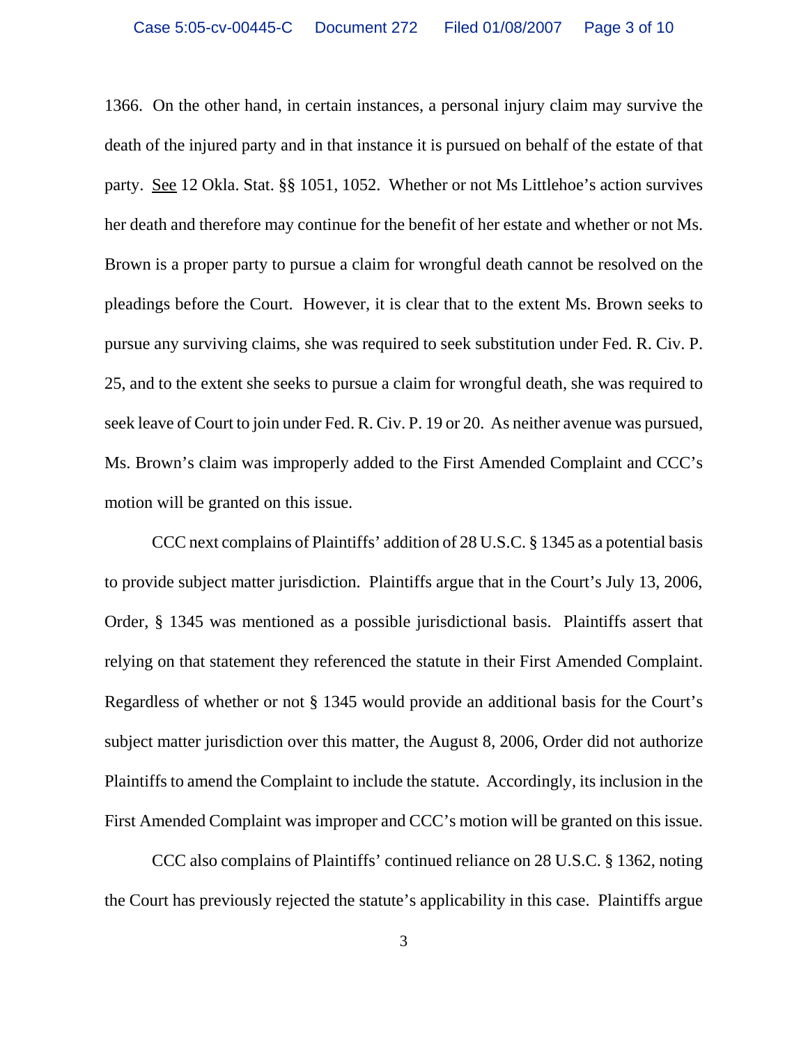1366. On the other hand, in certain instances, a personal injury claim may survive the death of the injured party and in that instance it is pursued on behalf of the estate of that party. See 12 Okla. Stat. §§ 1051, 1052. Whether or not Ms Littlehoe's action survives her death and therefore may continue for the benefit of her estate and whether or not Ms. Brown is a proper party to pursue a claim for wrongful death cannot be resolved on the pleadings before the Court. However, it is clear that to the extent Ms. Brown seeks to pursue any surviving claims, she was required to seek substitution under Fed. R. Civ. P. 25, and to the extent she seeks to pursue a claim for wrongful death, she was required to seek leave of Court to join under Fed. R. Civ. P. 19 or 20. As neither avenue was pursued, Ms. Brown's claim was improperly added to the First Amended Complaint and CCC's motion will be granted on this issue.

CCC next complains of Plaintiffs' addition of 28 U.S.C. § 1345 as a potential basis to provide subject matter jurisdiction. Plaintiffs argue that in the Court's July 13, 2006, Order, § 1345 was mentioned as a possible jurisdictional basis. Plaintiffs assert that relying on that statement they referenced the statute in their First Amended Complaint. Regardless of whether or not § 1345 would provide an additional basis for the Court's subject matter jurisdiction over this matter, the August 8, 2006, Order did not authorize Plaintiffs to amend the Complaint to include the statute. Accordingly, its inclusion in the First Amended Complaint was improper and CCC's motion will be granted on this issue.

CCC also complains of Plaintiffs' continued reliance on 28 U.S.C. § 1362, noting the Court has previously rejected the statute's applicability in this case. Plaintiffs argue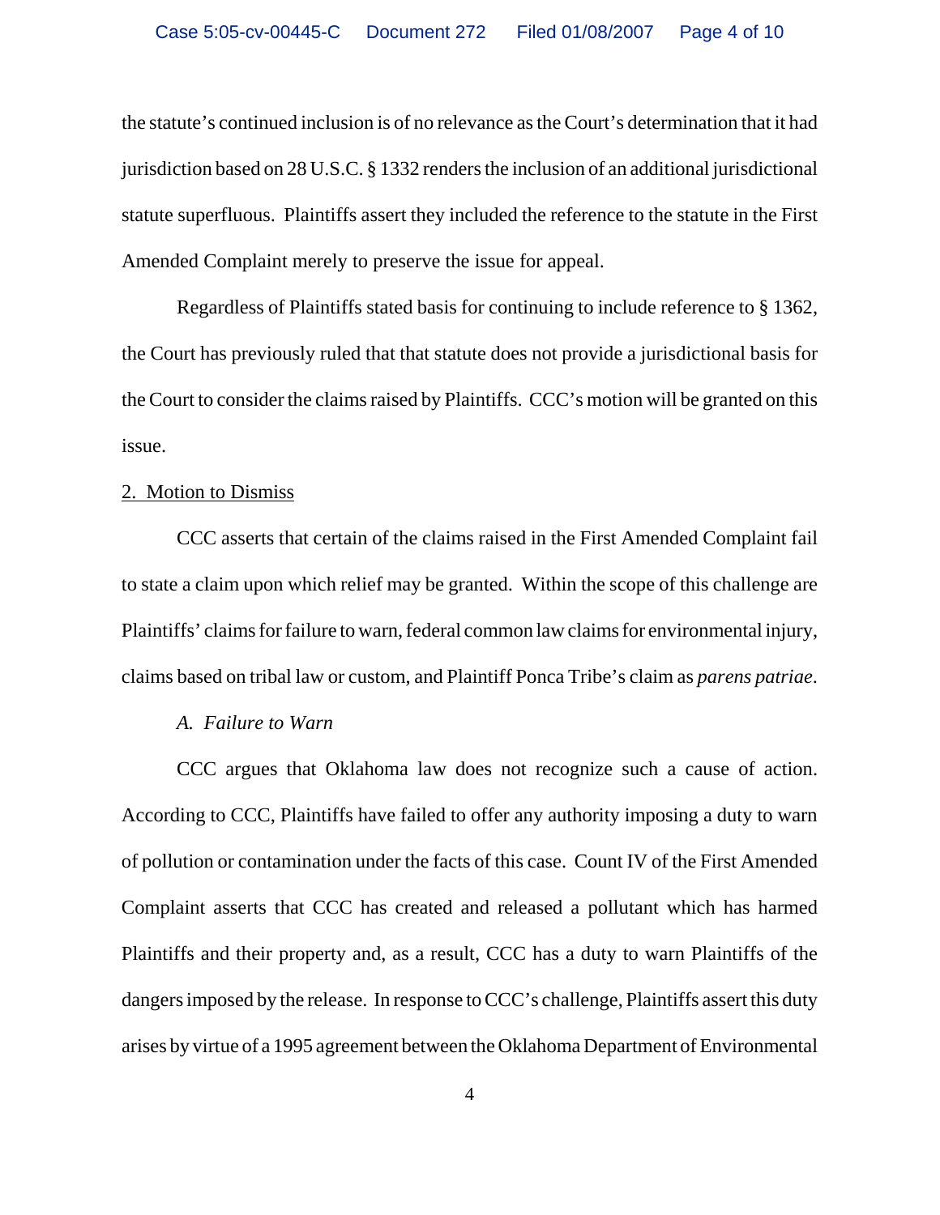the statute's continued inclusion is of no relevance as the Court's determination that it had jurisdiction based on 28 U.S.C. § 1332 renders the inclusion of an additional jurisdictional statute superfluous. Plaintiffs assert they included the reference to the statute in the First Amended Complaint merely to preserve the issue for appeal.

Regardless of Plaintiffs stated basis for continuing to include reference to § 1362, the Court has previously ruled that that statute does not provide a jurisdictional basis for the Court to consider the claims raised by Plaintiffs. CCC's motion will be granted on this issue.

2. Motion to Dismiss

CCC asserts that certain of the claims raised in the First Amended Complaint fail to state a claim upon which relief may be granted. Within the scope of this challenge are Plaintiffs' claims for failure to warn, federal common law claims for environmental injury, claims based on tribal law or custom, and Plaintiff Ponca Tribe's claim as *parens patriae*.

*A. Failure to Warn*

CCC argues that Oklahoma law does not recognize such a cause of action. According to CCC, Plaintiffs have failed to offer any authority imposing a duty to warn of pollution or contamination under the facts of this case. Count IV of the First Amended Complaint asserts that CCC has created and released a pollutant which has harmed Plaintiffs and their property and, as a result, CCC has a duty to warn Plaintiffs of the dangers imposed by the release. In response to CCC's challenge, Plaintiffs assert this duty arises by virtue of a 1995 agreement between the Oklahoma Department of Environmental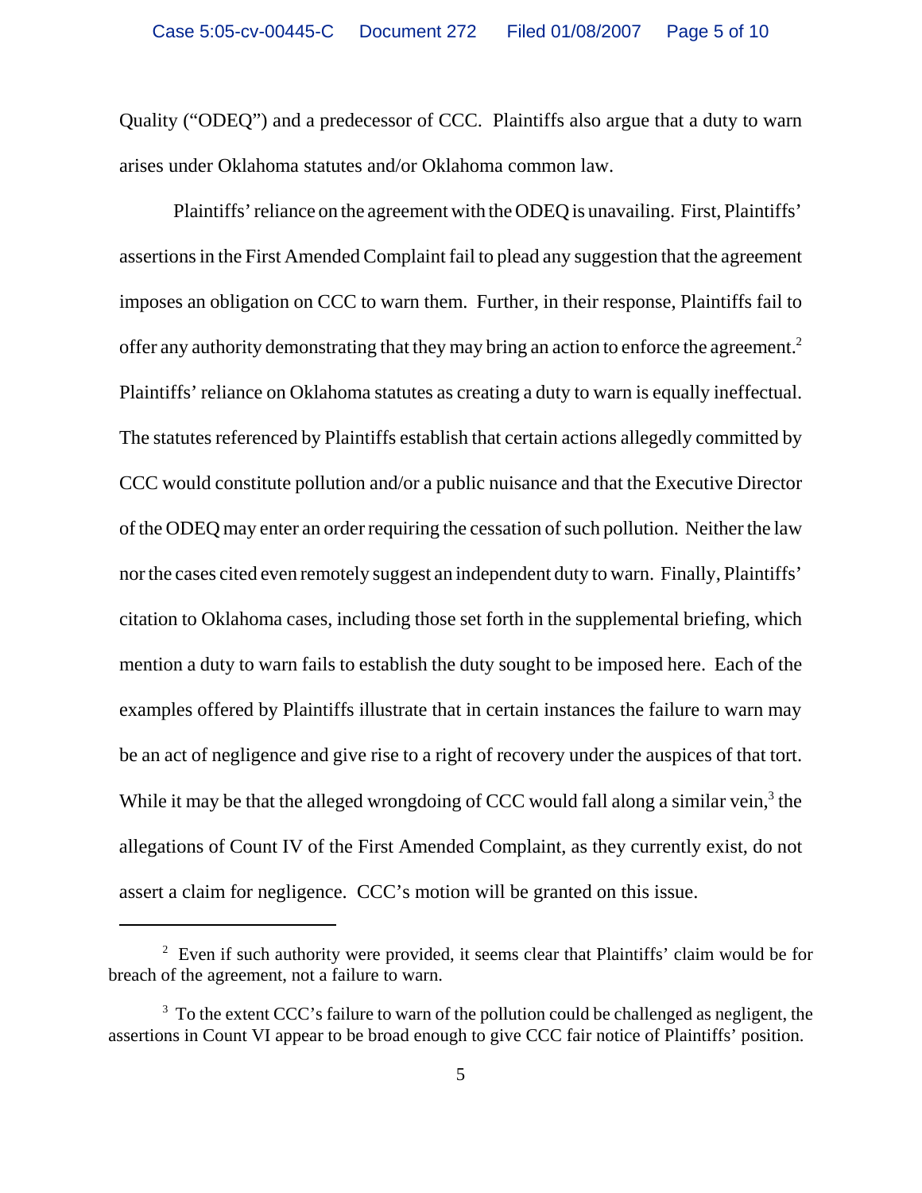Quality ("ODEQ") and a predecessor of CCC. Plaintiffs also argue that a duty to warn arises under Oklahoma statutes and/or Oklahoma common law.

Plaintiffs' reliance on the agreement with the ODEQ is unavailing. First, Plaintiffs' assertions in the First Amended Complaint fail to plead any suggestion that the agreement imposes an obligation on CCC to warn them. Further, in their response, Plaintiffs fail to offer any authority demonstrating that they may bring an action to enforce the agreement.[2] Plaintiffs' reliance on Oklahoma statutes as creating a duty to warn is equally ineffectual. The statutes referenced by Plaintiffs establish that certain actions allegedly committed by CCC would constitute pollution and/or a public nuisance and that the Executive Director of the ODEQ may enter an order requiring the cessation of such pollution. Neither the law nor the cases cited even remotely suggest an independent duty to warn. Finally, Plaintiffs' citation to Oklahoma cases, including those set forth in the supplemental briefing, which mention a duty to warn fails to establish the duty sought to be imposed here. Each of the examples offered by Plaintiffs illustrate that in certain instances the failure to warn may be an act of negligence and give rise to a right of recovery under the auspices of that tort. While it may be that the alleged wrongdoing of CCC would fall along a similar vein,[3] the allegations of Count IV of the First Amended Complaint, as they currently exist, do not assert a claim for negligence. CCC's motion will be granted on this issue.

---

[2] Even if such authority were provided, it seems clear that Plaintiffs' claim would be for breach of the agreement, not a failure to warn.

[3] To the extent CCC's failure to warn of the pollution could be challenged as negligent, the assertions in Count VI appear to be broad enough to give CCC fair notice of Plaintiffs' position.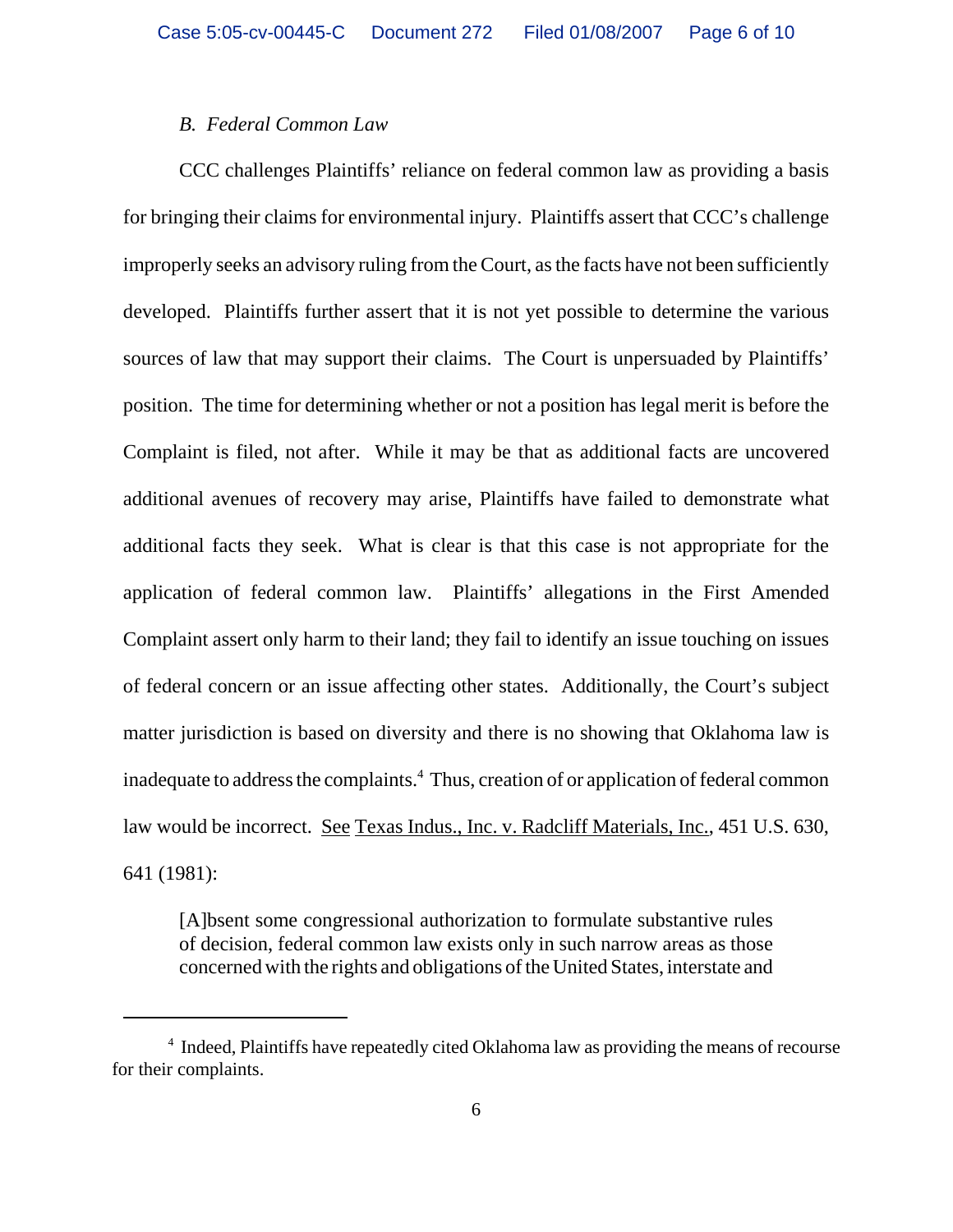*B. Federal Common Law*

CCC challenges Plaintiffs' reliance on federal common law as providing a basis for bringing their claims for environmental injury. Plaintiffs assert that CCC's challenge improperly seeks an advisory ruling from the Court, as the facts have not been sufficiently developed. Plaintiffs further assert that it is not yet possible to determine the various sources of law that may support their claims. The Court is unpersuaded by Plaintiffs' position. The time for determining whether or not a position has legal merit is before the Complaint is filed, not after. While it may be that as additional facts are uncovered additional avenues of recovery may arise, Plaintiffs have failed to demonstrate what additional facts they seek. What is clear is that this case is not appropriate for the application of federal common law. Plaintiffs' allegations in the First Amended Complaint assert only harm to their land; they fail to identify an issue touching on issues of federal concern or an issue affecting other states. Additionally, the Court's subject matter jurisdiction is based on diversity and there is no showing that Oklahoma law is inadequate to address the complaints.[4] Thus, creation of or application of federal common law would be incorrect. See Texas Indus., Inc. v. Radcliff Materials, Inc., 451 U.S. 630, 641 (1981):

> [A]bsent some congressional authorization to formulate substantive rules of decision, federal common law exists only in such narrow areas as those concerned with the rights and obligations of the United States, interstate and

[4] Indeed, Plaintiffs have repeatedly cited Oklahoma law as providing the means of recourse for their complaints.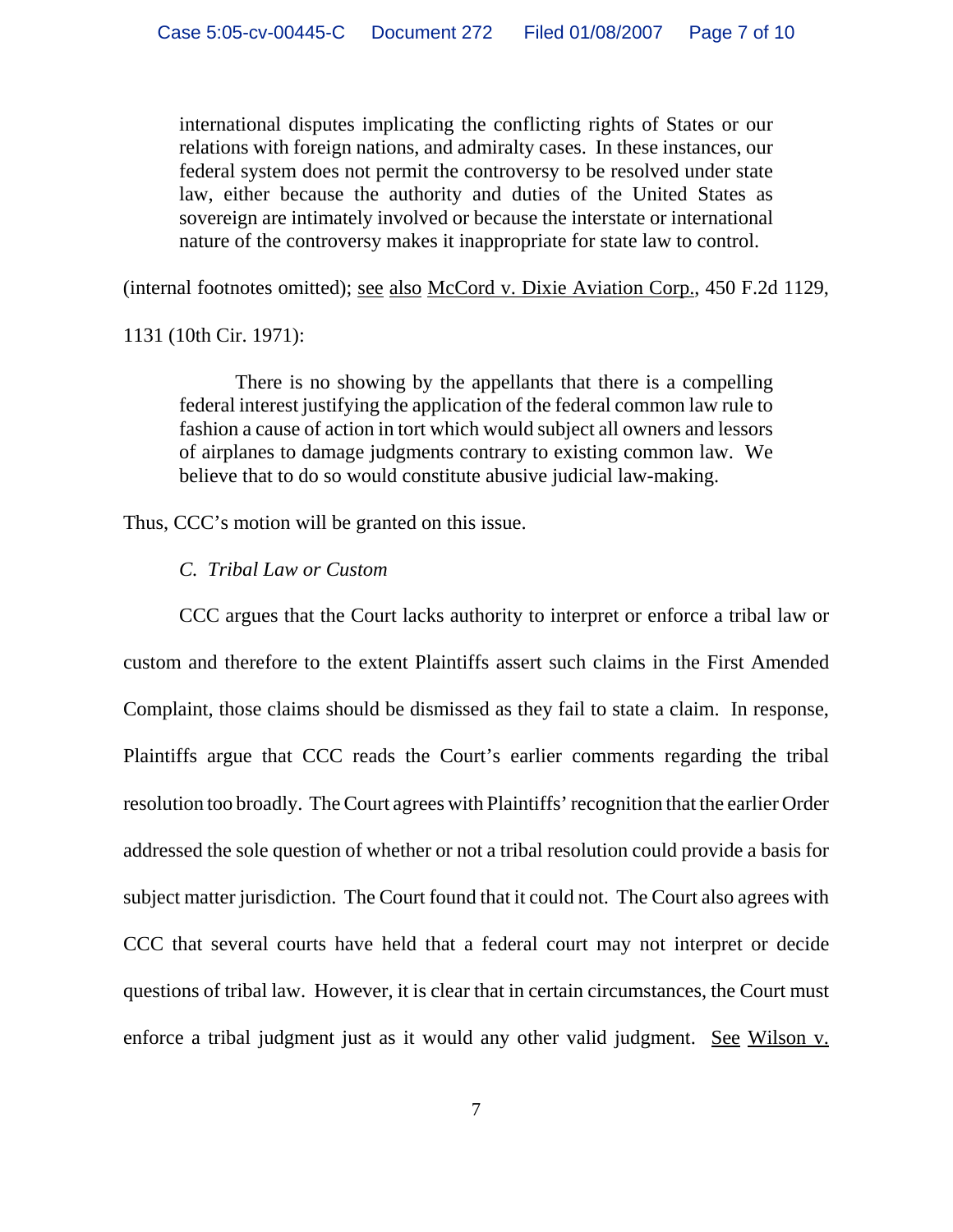> international disputes implicating the conflicting rights of States or our relations with foreign nations, and admiralty cases. In these instances, our federal system does not permit the controversy to be resolved under state law, either because the authority and duties of the United States as sovereign are intimately involved or because the interstate or international nature of the controversy makes it inappropriate for state law to control.

(internal footnotes omitted); see also McCord v. Dixie Aviation Corp., 450 F.2d 1129, 1131 (10th Cir. 1971):

> There is no showing by the appellants that there is a compelling federal interest justifying the application of the federal common law rule to fashion a cause of action in tort which would subject all owners and lessors of airplanes to damage judgments contrary to existing common law. We believe that to do so would constitute abusive judicial law-making.

Thus, CCC's motion will be granted on this issue.

*C. Tribal Law or Custom*

CCC argues that the Court lacks authority to interpret or enforce a tribal law or custom and therefore to the extent Plaintiffs assert such claims in the First Amended Complaint, those claims should be dismissed as they fail to state a claim. In response, Plaintiffs argue that CCC reads the Court's earlier comments regarding the tribal resolution too broadly. The Court agrees with Plaintiffs' recognition that the earlier Order addressed the sole question of whether or not a tribal resolution could provide a basis for subject matter jurisdiction. The Court found that it could not. The Court also agrees with CCC that several courts have held that a federal court may not interpret or decide questions of tribal law. However, it is clear that in certain circumstances, the Court must enforce a tribal judgment just as it would any other valid judgment. See Wilson v.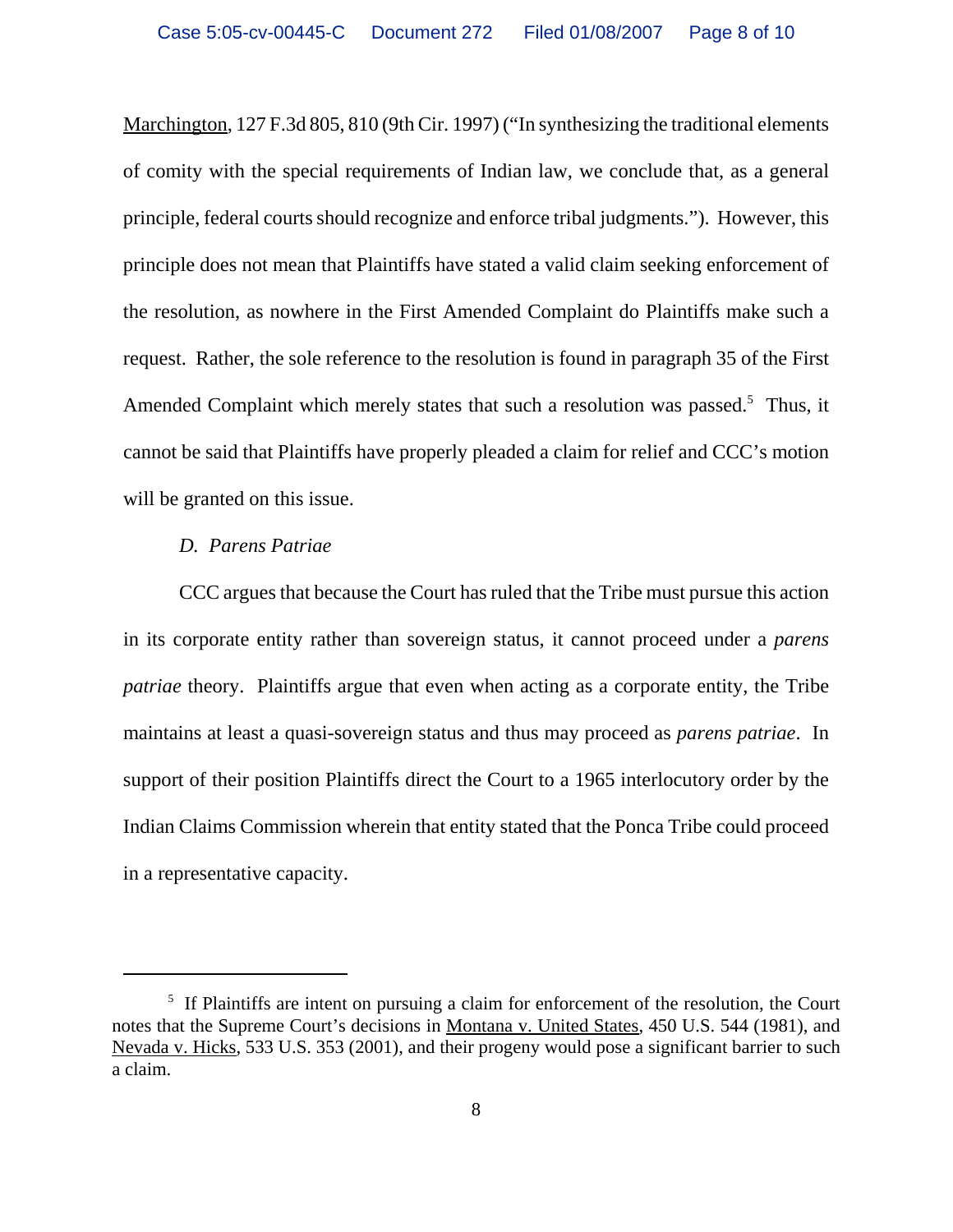Marchington, 127 F.3d 805, 810 (9th Cir. 1997) ("In synthesizing the traditional elements of comity with the special requirements of Indian law, we conclude that, as a general principle, federal courts should recognize and enforce tribal judgments."). However, this principle does not mean that Plaintiffs have stated a valid claim seeking enforcement of the resolution, as nowhere in the First Amended Complaint do Plaintiffs make such a request. Rather, the sole reference to the resolution is found in paragraph 35 of the First Amended Complaint which merely states that such a resolution was passed.[5] Thus, it cannot be said that Plaintiffs have properly pleaded a claim for relief and CCC's motion will be granted on this issue.

*D. Parens Patriae*

CCC argues that because the Court has ruled that the Tribe must pursue this action in its corporate entity rather than sovereign status, it cannot proceed under a *parens patriae* theory. Plaintiffs argue that even when acting as a corporate entity, the Tribe maintains at least a quasi-sovereign status and thus may proceed as *parens patriae*. In support of their position Plaintiffs direct the Court to a 1965 interlocutory order by the Indian Claims Commission wherein that entity stated that the Ponca Tribe could proceed in a representative capacity.

---

[5] If Plaintiffs are intent on pursuing a claim for enforcement of the resolution, the Court notes that the Supreme Court's decisions in Montana v. United States, 450 U.S. 544 (1981), and Nevada v. Hicks, 533 U.S. 353 (2001), and their progeny would pose a significant barrier to such a claim.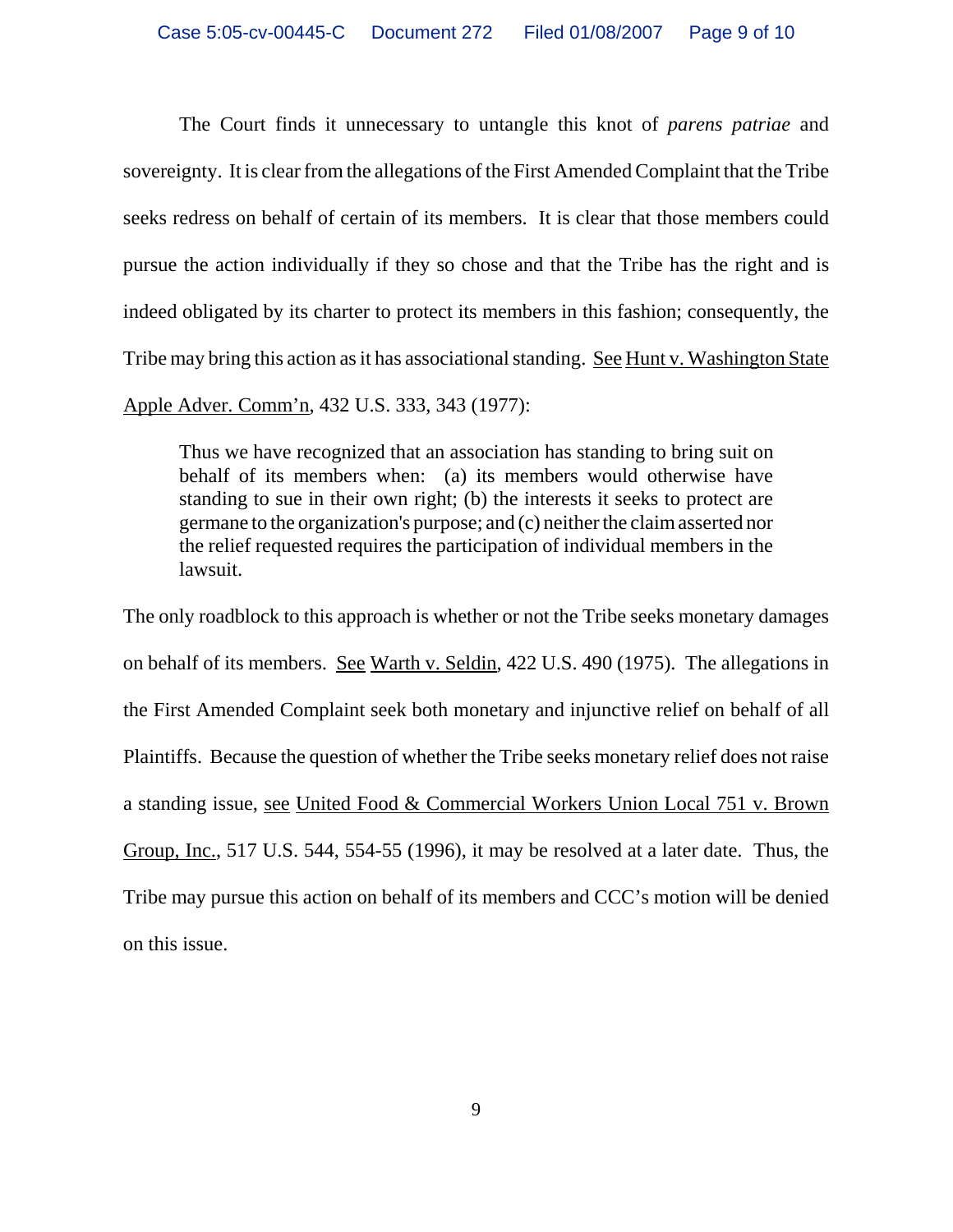The Court finds it unnecessary to untangle this knot of *parens patriae* and sovereignty. It is clear from the allegations of the First Amended Complaint that the Tribe seeks redress on behalf of certain of its members. It is clear that those members could pursue the action individually if they so chose and that the Tribe has the right and is indeed obligated by its charter to protect its members in this fashion; consequently, the Tribe may bring this action as it has associational standing. See Hunt v. Washington State Apple Adver. Comm'n, 432 U.S. 333, 343 (1977):

> Thus we have recognized that an association has standing to bring suit on behalf of its members when: (a) its members would otherwise have standing to sue in their own right; (b) the interests it seeks to protect are germane to the organization's purpose; and (c) neither the claim asserted nor the relief requested requires the participation of individual members in the lawsuit.

The only roadblock to this approach is whether or not the Tribe seeks monetary damages on behalf of its members. See Warth v. Seldin, 422 U.S. 490 (1975). The allegations in the First Amended Complaint seek both monetary and injunctive relief on behalf of all Plaintiffs. Because the question of whether the Tribe seeks monetary relief does not raise a standing issue, see United Food & Commercial Workers Union Local 751 v. Brown Group, Inc., 517 U.S. 544, 554-55 (1996), it may be resolved at a later date. Thus, the Tribe may pursue this action on behalf of its members and CCC's motion will be denied on this issue.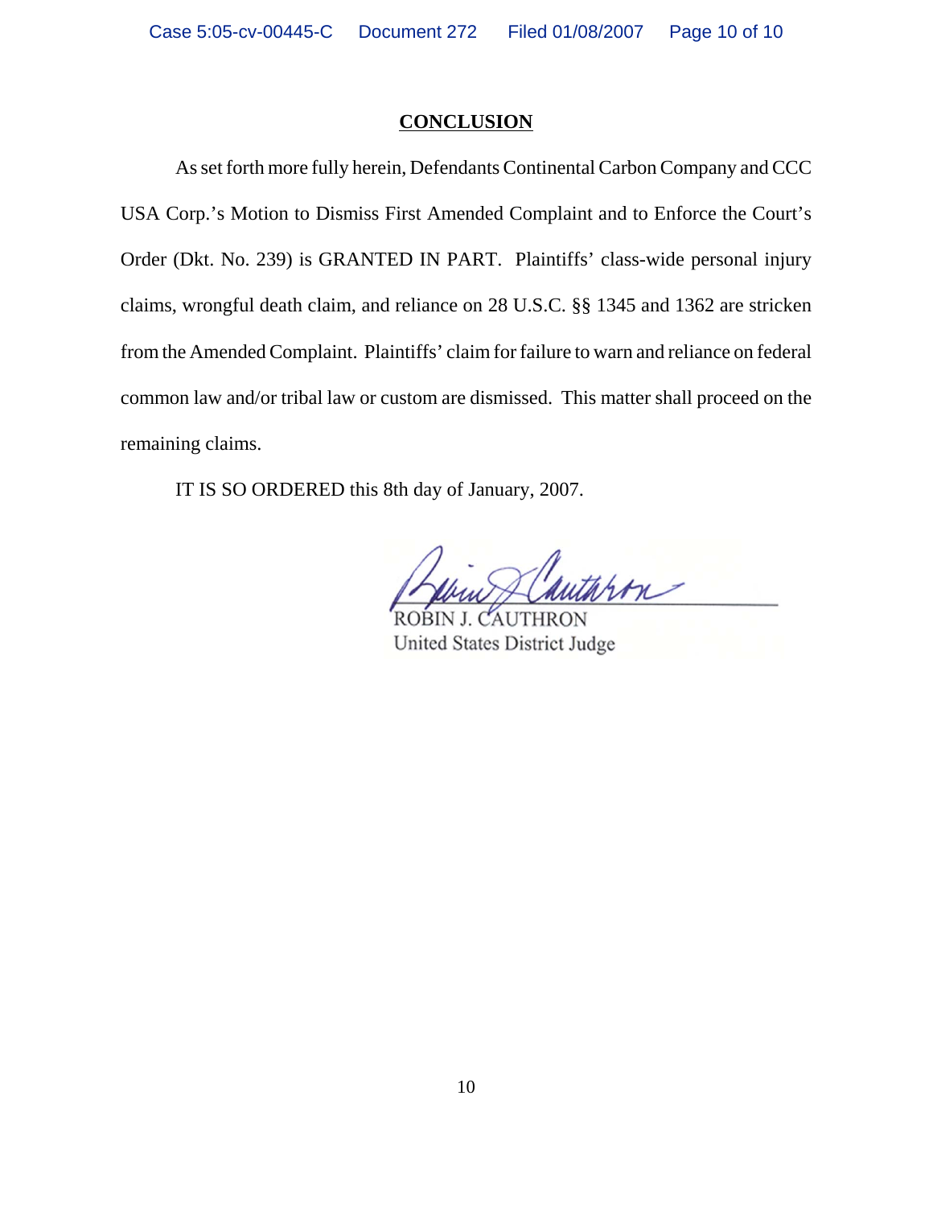## CONCLUSION

As set forth more fully herein, Defendants Continental Carbon Company and CCC USA Corp.'s Motion to Dismiss First Amended Complaint and to Enforce the Court's Order (Dkt. No. 239) is GRANTED IN PART. Plaintiffs' class-wide personal injury claims, wrongful death claim, and reliance on 28 U.S.C. §§ 1345 and 1362 are stricken from the Amended Complaint. Plaintiffs' claim for failure to warn and reliance on federal common law and/or tribal law or custom are dismissed. This matter shall proceed on the remaining claims.

IT IS SO ORDERED this 8th day of January, 2007.

ROBIN J. CAUTHRON
United States District Judge